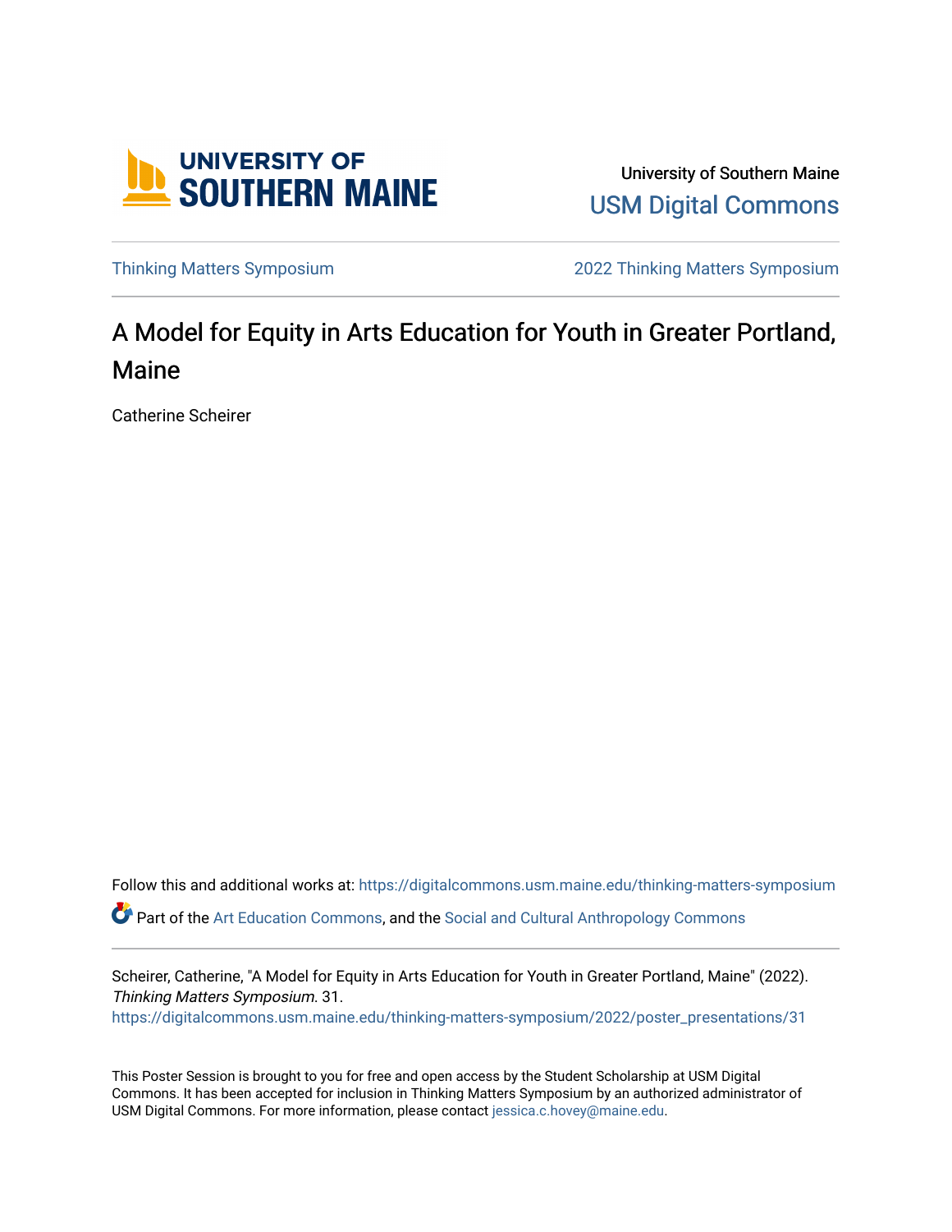University of Southern Maine

USM Digital Commons

Thinking Matters Symposium

2022 Thinking Matters Symposium

# A Model for Equity in Arts Education for Youth in Greater Portland, Maine

Catherine Scheirer

Follow this and additional works at: https://digitalcommons.usm.maine.edu/thinking-matters-symposium

Part of the Art Education Commons, and the Social and Cultural Anthropology Commons

Scheirer, Catherine, "A Model for Equity in Arts Education for Youth in Greater Portland, Maine" (2022). *Thinking Matters Symposium*. 31.
https://digitalcommons.usm.maine.edu/thinking-matters-symposium/2022/poster_presentations/31

This Poster Session is brought to you for free and open access by the Student Scholarship at USM Digital Commons. It has been accepted for inclusion in Thinking Matters Symposium by an authorized administrator of USM Digital Commons. For more information, please contact jessica.c.hovey@maine.edu.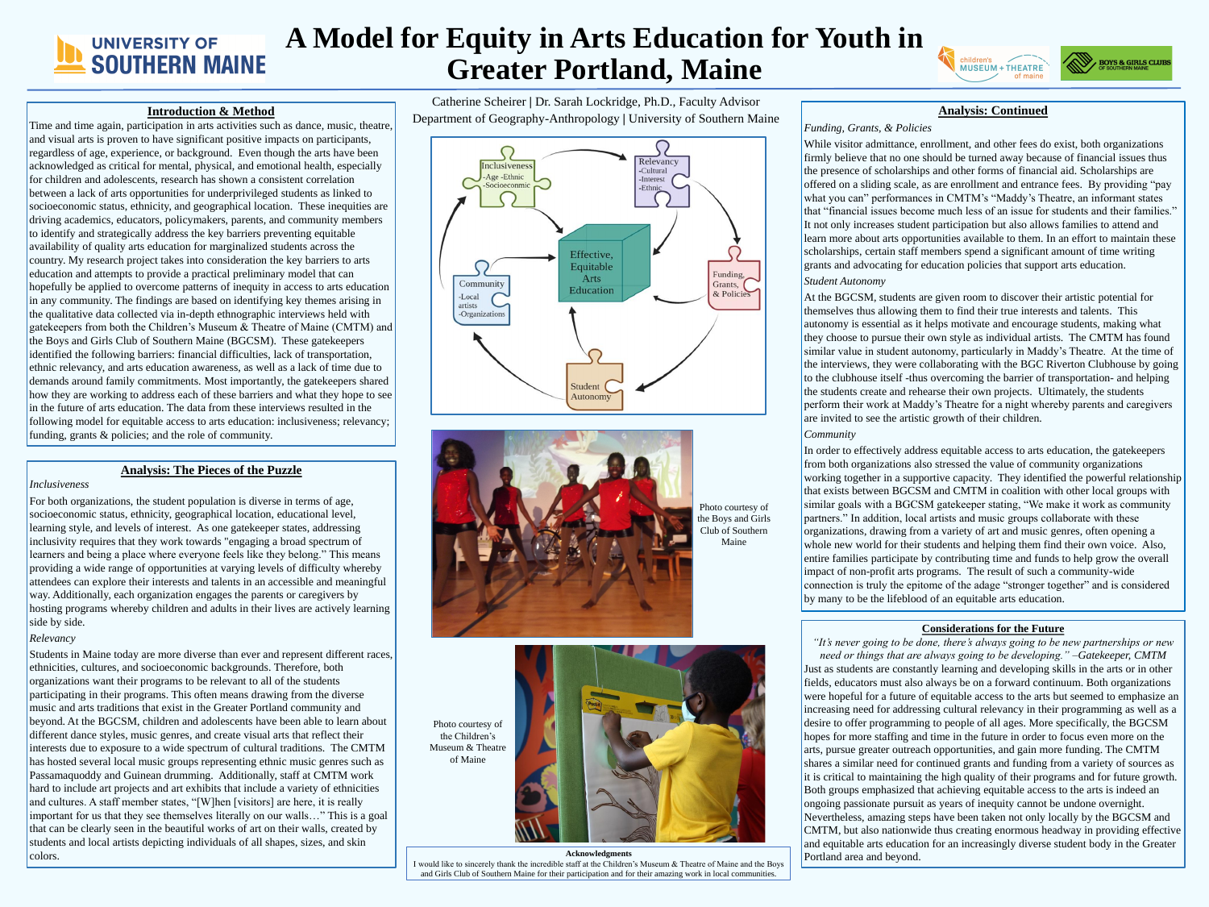# A Model for Equity in Arts Education for Youth in Greater Portland, Maine

Catherine Scheirer | Dr. Sarah Lockridge, Ph.D., Faculty Advisor
Department of Geography-Anthropology | University of Southern Maine

## Introduction & Method

Time and time again, participation in arts activities such as dance, music, theatre, and visual arts is proven to have significant positive impacts on participants, regardless of age, experience, or background. Even though the arts have been acknowledged as critical for mental, physical, and emotional health, especially for children and adolescents, research has shown a consistent correlation between a lack of arts opportunities for underprivileged students as linked to socioeconomic status, ethnicity, and geographical location. These inequities are driving academics, educators, policymakers, parents, and community members to identify and strategically address the key barriers preventing equitable availability of quality arts education for marginalized students across the country. My research project takes into consideration the key barriers to arts education and attempts to provide a practical preliminary model that can hopefully be applied to overcome patterns of inequity in access to arts education in any community. The findings are based on identifying key themes arising in the qualitative data collected via in-depth ethnographic interviews held with gatekeepers from both the Children's Museum & Theatre of Maine (CMTM) and the Boys and Girls Club of Southern Maine (BGCSM). These gatekeepers identified the following barriers: financial difficulties, lack of transportation, ethnic relevancy, and arts education awareness, as well as a lack of time due to demands around family commitments. Most importantly, the gatekeepers shared how they are working to address each of these barriers and what they hope to see in the future of arts education. The data from these interviews resulted in the following model for equitable access to arts education: inclusiveness; relevancy; funding, grants & policies; and the role of community.

Inclusiveness
-Age -Ethnic
-Socioeconmic

Relevancy
-Cultural
-Interest
-Ethnic

Funding, Grants, & Policies

Student Autonomy

Community
-Local artists
-Organizations

Effective, Equitable Arts Education

## Analysis: The Pieces of the Puzzle

*Inclusiveness*

For both organizations, the student population is diverse in terms of age, socioeconomic status, ethnicity, geographical location, educational level, learning style, and levels of interest. As one gatekeeper states, addressing inclusivity requires that they work towards "engaging a broad spectrum of learners and being a place where everyone feels like they belong." This means providing a wide range of opportunities at varying levels of difficulty whereby attendees can explore their interests and talents in an accessible and meaningful way. Additionally, each organization engages the parents or caregivers by hosting programs whereby children and adults in their lives are actively learning side by side.

*Relevancy*

Students in Maine today are more diverse than ever and represent different races, ethnicities, cultures, and socioeconomic backgrounds. Therefore, both organizations want their programs to be relevant to all of the students participating in their programs. This often means drawing from the diverse music and arts traditions that exist in the Greater Portland community and beyond. At the BGCSM, children and adolescents have been able to learn about different dance styles, music genres, and create visual arts that reflect their interests due to exposure to a wide spectrum of cultural traditions. The CMTM has hosted several local music groups representing ethnic music genres such as Passamaquoddy and Guinean drumming. Additionally, staff at CMTM work hard to include art projects and art exhibits that include a variety of ethnicities and cultures. A staff member states, "[W]hen [visitors] are here, it is really important for us that they see themselves literally on our walls…" This is a goal that can be clearly seen in the beautiful works of art on their walls, created by students and local artists depicting individuals of all shapes, sizes, and skin colors.

Photo courtesy of the Boys and Girls Club of Southern Maine

Photo courtesy of the Children's Museum & Theatre of Maine

## Analysis: Continued

*Funding, Grants, & Policies*

While visitor admittance, enrollment, and other fees do exist, both organizations firmly believe that no one should be turned away because of financial issues thus the presence of scholarships and other forms of financial aid. Scholarships are offered on a sliding scale, as are enrollment and entrance fees. By providing "pay what you can" performances in CMTM's "Maddy's Theatre, an informant states that "financial issues become much less of an issue for students and their families." It not only increases student participation but also allows families to attend and learn more about arts opportunities available to them. In an effort to maintain these scholarships, certain staff members spend a significant amount of time writing grants and advocating for education policies that support arts education.

*Student Autonomy*

At the BGCSM, students are given room to discover their artistic potential for themselves thus allowing them to find their true interests and talents. This autonomy is essential as it helps motivate and encourage students, making what they choose to pursue their own style as individual artists. The CMTM has found similar value in student autonomy, particularly in Maddy's Theatre. At the time of the interviews, they were collaborating with the BGC Riverton Clubhouse by going to the clubhouse itself -thus overcoming the barrier of transportation- and helping the students create and rehearse their own projects. Ultimately, the students perform their work at Maddy's Theatre for a night whereby parents and caregivers are invited to see the artistic growth of their children.

*Community*

In order to effectively address equitable access to arts education, the gatekeepers from both organizations also stressed the value of community organizations working together in a supportive capacity. They identified the powerful relationship that exists between BGCSM and CMTM in coalition with other local groups with similar goals with a BGCSM gatekeeper stating, "We make it work as community partners." In addition, local artists and music groups collaborate with these organizations, drawing from a variety of art and music genres, often opening a whole new world for their students and helping them find their own voice. Also, entire families participate by contributing time and funds to help grow the overall impact of non-profit arts programs. The result of such a community-wide connection is truly the epitome of the adage "stronger together" and is considered by many to be the lifeblood of an equitable arts education.

## Considerations for the Future

*"It's never going to be done, there's always going to be new partnerships or new need or things that are always going to be developing." –Gatekeeper, CMTM*

Just as students are constantly learning and developing skills in the arts or in other fields, educators must also always be on a forward continuum. Both organizations were hopeful for a future of equitable access to the arts but seemed to emphasize an increasing need for addressing cultural relevancy in their programming as well as a desire to offer programming to people of all ages. More specifically, the BGCSM hopes for more staffing and time in the future in order to focus even more on the arts, pursue greater outreach opportunities, and gain more funding. The CMTM shares a similar need for continued grants and funding from a variety of sources as it is critical to maintaining the high quality of their programs and for future growth. Both groups emphasized that achieving equitable access to the arts is indeed an ongoing passionate pursuit as years of inequity cannot be undone overnight. Nevertheless, amazing steps have been taken not only locally by the BGCSM and CMTM, but also nationwide thus creating enormous headway in providing effective and equitable arts education for an increasingly diverse student body in the Greater Portland area and beyond.

**Acknowledgments**

I would like to sincerely thank the incredible staff at the Children's Museum & Theatre of Maine and the Boys and Girls Club of Southern Maine for their participation and for their amazing work in local communities.